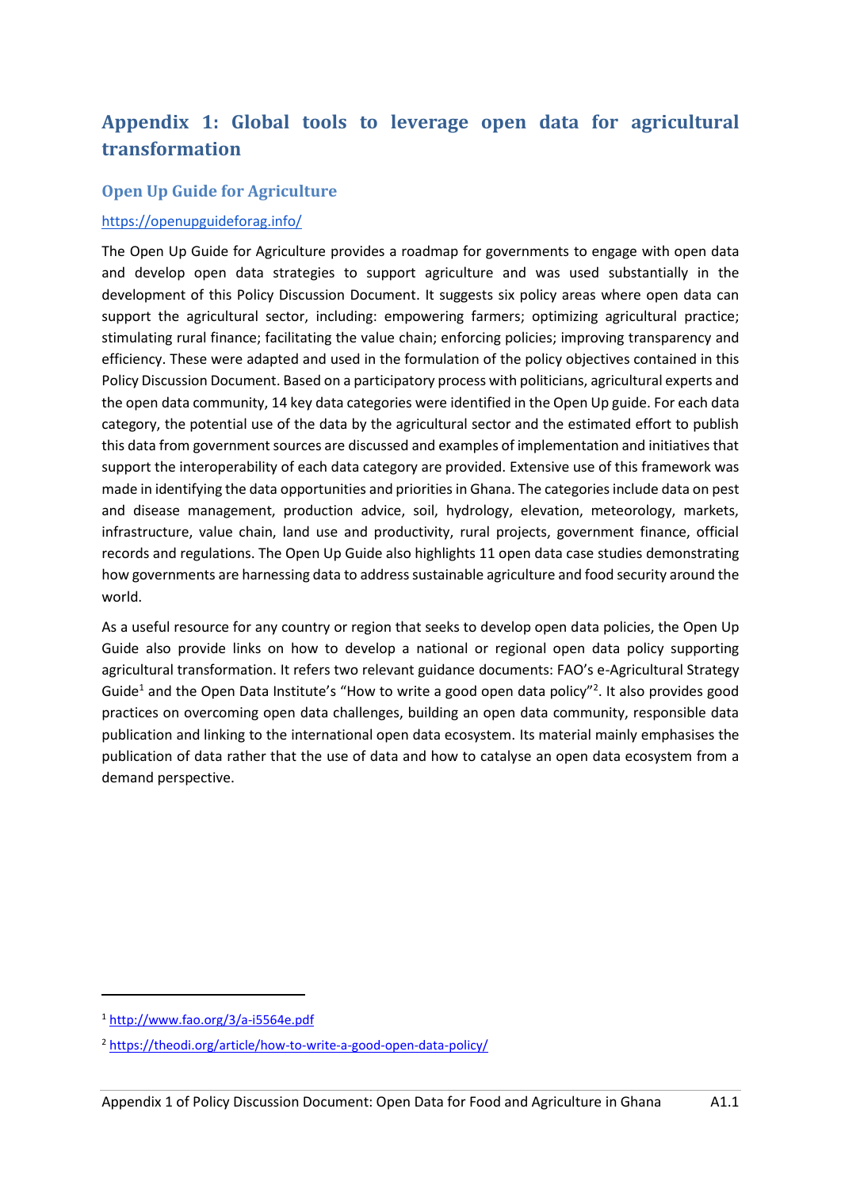# Appendix 1: Global tools to leverage open data for agricultural transformation

## Open Up Guide for Agriculture

https://openupguideforag.info/

The Open Up Guide for Agriculture provides a roadmap for governments to engage with open data and develop open data strategies to support agriculture and was used substantially in the development of this Policy Discussion Document. It suggests six policy areas where open data can support the agricultural sector, including: empowering farmers; optimizing agricultural practice; stimulating rural finance; facilitating the value chain; enforcing policies; improving transparency and efficiency. These were adapted and used in the formulation of the policy objectives contained in this Policy Discussion Document. Based on a participatory process with politicians, agricultural experts and the open data community, 14 key data categories were identified in the Open Up guide. For each data category, the potential use of the data by the agricultural sector and the estimated effort to publish this data from government sources are discussed and examples of implementation and initiatives that support the interoperability of each data category are provided. Extensive use of this framework was made in identifying the data opportunities and priorities in Ghana. The categories include data on pest and disease management, production advice, soil, hydrology, elevation, meteorology, markets, infrastructure, value chain, land use and productivity, rural projects, government finance, official records and regulations. The Open Up Guide also highlights 11 open data case studies demonstrating how governments are harnessing data to address sustainable agriculture and food security around the world.

As a useful resource for any country or region that seeks to develop open data policies, the Open Up Guide also provide links on how to develop a national or regional open data policy supporting agricultural transformation. It refers two relevant guidance documents: FAO's e-Agricultural Strategy Guide[1] and the Open Data Institute's "How to write a good open data policy"[2]. It also provides good practices on overcoming open data challenges, building an open data community, responsible data publication and linking to the international open data ecosystem. Its material mainly emphasises the publication of data rather that the use of data and how to catalyse an open data ecosystem from a demand perspective.

---

[1] http://www.fao.org/3/a-i5564e.pdf

[2] https://theodi.org/article/how-to-write-a-good-open-data-policy/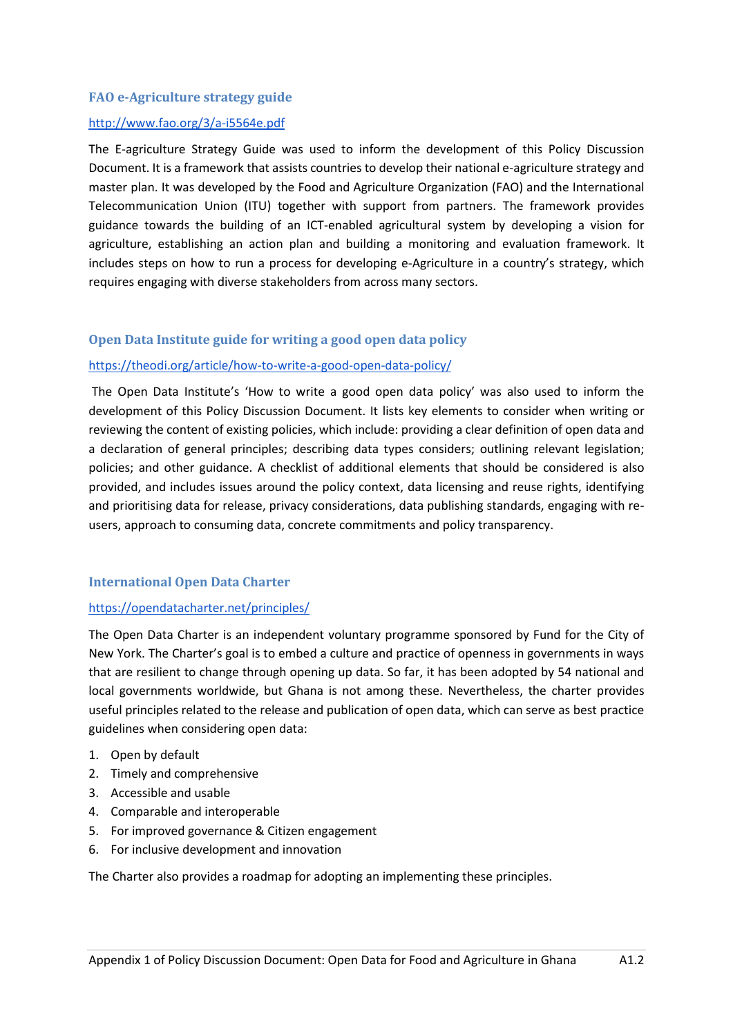### FAO e-Agriculture strategy guide

http://www.fao.org/3/a-i5564e.pdf

The E-agriculture Strategy Guide was used to inform the development of this Policy Discussion Document. It is a framework that assists countries to develop their national e-agriculture strategy and master plan. It was developed by the Food and Agriculture Organization (FAO) and the International Telecommunication Union (ITU) together with support from partners. The framework provides guidance towards the building of an ICT-enabled agricultural system by developing a vision for agriculture, establishing an action plan and building a monitoring and evaluation framework. It includes steps on how to run a process for developing e-Agriculture in a country's strategy, which requires engaging with diverse stakeholders from across many sectors.

### Open Data Institute guide for writing a good open data policy

https://theodi.org/article/how-to-write-a-good-open-data-policy/

The Open Data Institute's 'How to write a good open data policy' was also used to inform the development of this Policy Discussion Document. It lists key elements to consider when writing or reviewing the content of existing policies, which include: providing a clear definition of open data and a declaration of general principles; describing data types considers; outlining relevant legislation; policies; and other guidance. A checklist of additional elements that should be considered is also provided, and includes issues around the policy context, data licensing and reuse rights, identifying and prioritising data for release, privacy considerations, data publishing standards, engaging with re-users, approach to consuming data, concrete commitments and policy transparency.

### International Open Data Charter

https://opendatacharter.net/principles/

The Open Data Charter is an independent voluntary programme sponsored by Fund for the City of New York. The Charter's goal is to embed a culture and practice of openness in governments in ways that are resilient to change through opening up data. So far, it has been adopted by 54 national and local governments worldwide, but Ghana is not among these. Nevertheless, the charter provides useful principles related to the release and publication of open data, which can serve as best practice guidelines when considering open data:

1. Open by default
2. Timely and comprehensive
3. Accessible and usable
4. Comparable and interoperable
5. For improved governance & Citizen engagement
6. For inclusive development and innovation

The Charter also provides a roadmap for adopting an implementing these principles.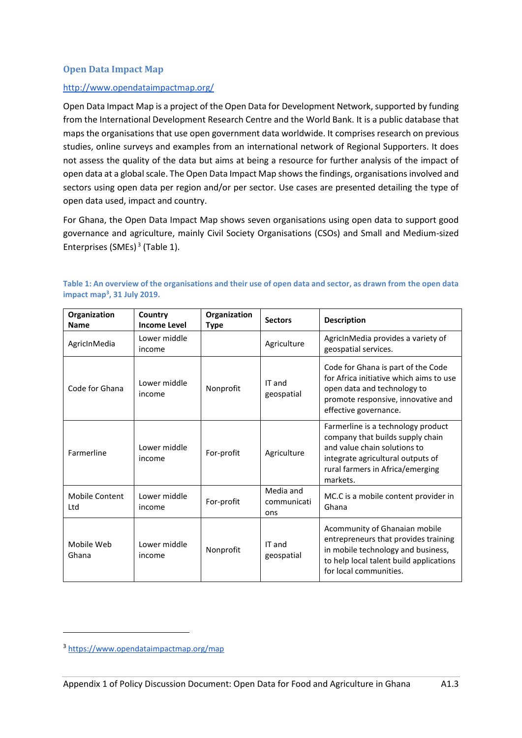### Open Data Impact Map

http://www.opendataimpactmap.org/

Open Data Impact Map is a project of the Open Data for Development Network, supported by funding from the International Development Research Centre and the World Bank. It is a public database that maps the organisations that use open government data worldwide. It comprises research on previous studies, online surveys and examples from an international network of Regional Supporters. It does not assess the quality of the data but aims at being a resource for further analysis of the impact of open data at a global scale. The Open Data Impact Map shows the findings, organisations involved and sectors using open data per region and/or per sector. Use cases are presented detailing the type of open data used, impact and country.

For Ghana, the Open Data Impact Map shows seven organisations using open data to support good governance and agriculture, mainly Civil Society Organisations (CSOs) and Small and Medium-sized Enterprises (SMEs)[3] (Table 1).

**Table 1: An overview of the organisations and their use of open data and sector, as drawn from the open data impact map[3], 31 July 2019.**

| Organization Name | Country Income Level | Organization Type | Sectors | Description |
|---|---|---|---|---|
| AgricInMedia | Lower middle income | | Agriculture | AgricInMedia provides a variety of geospatial services. |
| Code for Ghana | Lower middle income | Nonprofit | IT and geospatial | Code for Ghana is part of the Code for Africa initiative which aims to use open data and technology to promote responsive, innovative and effective governance. |
| Farmerline | Lower middle income | For-profit | Agriculture | Farmerline is a technology product company that builds supply chain and value chain solutions to integrate agricultural outputs of rural farmers in Africa/emerging markets. |
| Mobile Content Ltd | Lower middle income | For-profit | Media and communications | MC.C is a mobile content provider in Ghana |
| Mobile Web Ghana | Lower middle income | Nonprofit | IT and geospatial | Acommunity of Ghanaian mobile entrepreneurs that provides training in mobile technology and business, to help local talent build applications for local communities. |

[3] https://www.opendataimpactmap.org/map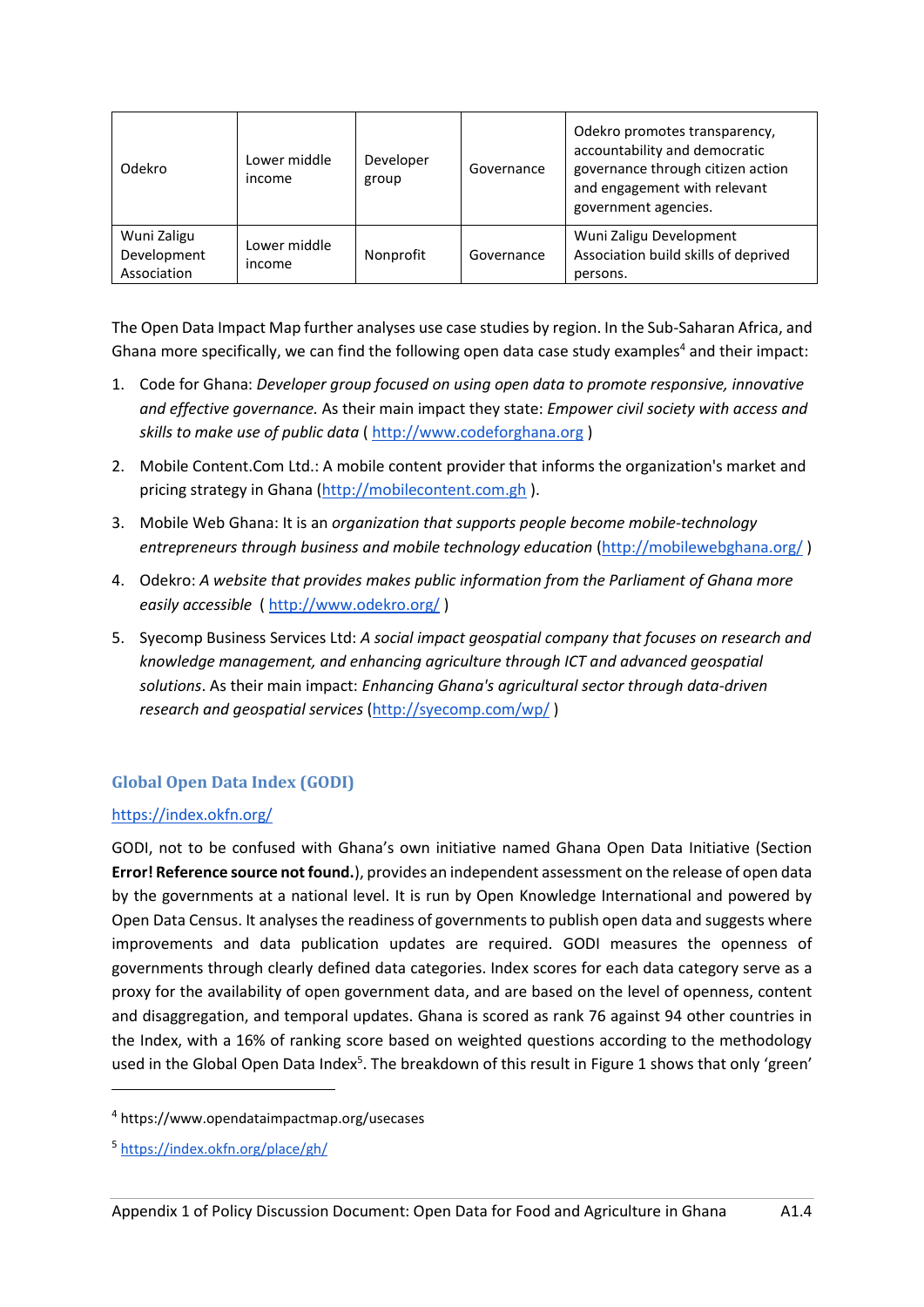| | | | | |
|---|---|---|---|---|
| Odekro | Lower middle income | Developer group | Governance | Odekro promotes transparency, accountability and democratic governance through citizen action and engagement with relevant government agencies. |
| Wuni Zaligu Development Association | Lower middle income | Nonprofit | Governance | Wuni Zaligu Development Association build skills of deprived persons. |

The Open Data Impact Map further analyses use case studies by region. In the Sub-Saharan Africa, and Ghana more specifically, we can find the following open data case study examples[4] and their impact:

1. Code for Ghana: *Developer group focused on using open data to promote responsive, innovative and effective governance.* As their main impact they state: *Empower civil society with access and skills to make use of public data* ( http://www.codeforghana.org )
2. Mobile Content.Com Ltd.: A mobile content provider that informs the organization's market and pricing strategy in Ghana (http://mobilecontent.com.gh ).
3. Mobile Web Ghana: It is an *organization that supports people become mobile-technology entrepreneurs through business and mobile technology education* (http://mobilewebghana.org/ )
4. Odekro: *A website that provides makes public information from the Parliament of Ghana more easily accessible* ( http://www.odekro.org/ )
5. Syecomp Business Services Ltd: *A social impact geospatial company that focuses on research and knowledge management, and enhancing agriculture through ICT and advanced geospatial solutions*. As their main impact: *Enhancing Ghana's agricultural sector through data-driven research and geospatial services* (http://syecomp.com/wp/ )

### Global Open Data Index (GODI)

https://index.okfn.org/

GODI, not to be confused with Ghana's own initiative named Ghana Open Data Initiative (Section **Error! Reference source not found.**), provides an independent assessment on the release of open data by the governments at a national level. It is run by Open Knowledge International and powered by Open Data Census. It analyses the readiness of governments to publish open data and suggests where improvements and data publication updates are required. GODI measures the openness of governments through clearly defined data categories. Index scores for each data category serve as a proxy for the availability of open government data, and are based on the level of openness, content and disaggregation, and temporal updates. Ghana is scored as rank 76 against 94 other countries in the Index, with a 16% of ranking score based on weighted questions according to the methodology used in the Global Open Data Index[5]. The breakdown of this result in Figure 1 shows that only 'green'

[4] https://www.opendataimpactmap.org/usecases

[5] https://index.okfn.org/place/gh/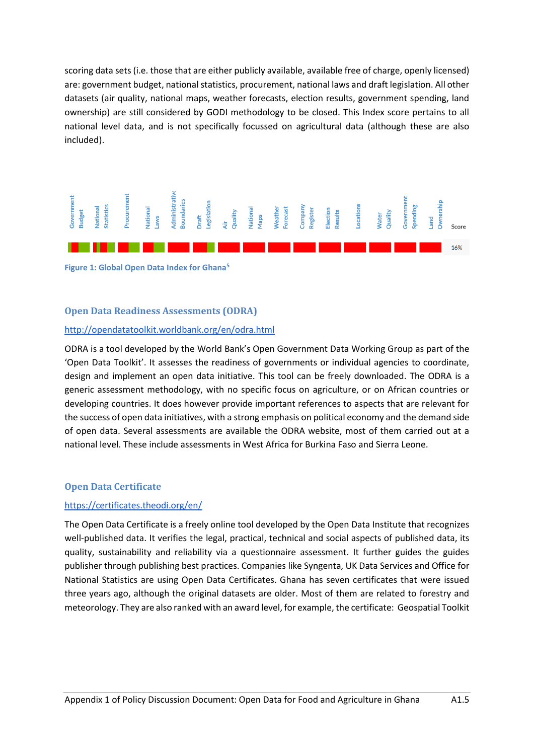scoring data sets (i.e. those that are either publicly available, available free of charge, openly licensed) are: government budget, national statistics, procurement, national laws and draft legislation. All other datasets (air quality, national maps, weather forecasts, election results, government spending, land ownership) are still considered by GODI methodology to be closed. This Index score pertains to all national level data, and is not specifically focussed on agricultural data (although these are also included).

| Government Budget | National Statistics | Procurement | National Laws | Administrative Boundaries | Draft Legislation | Air Quality | National Maps | Weather Forecast | Company Register | Election Results | Locations | Water Quality | Government Spending | Land Ownership | Score |
|---|---|---|---|---|---|---|---|---|---|---|---|---|---|---|---|
| | | | | | | | | | | | | | | | 16% |

**Figure 1: Global Open Data Index for Ghana**[5]

## Open Data Readiness Assessments (ODRA)

http://opendatatoolkit.worldbank.org/en/odra.html

ODRA is a tool developed by the World Bank's Open Government Data Working Group as part of the 'Open Data Toolkit'. It assesses the readiness of governments or individual agencies to coordinate, design and implement an open data initiative. This tool can be freely downloaded. The ODRA is a generic assessment methodology, with no specific focus on agriculture, or on African countries or developing countries. It does however provide important references to aspects that are relevant for the success of open data initiatives, with a strong emphasis on political economy and the demand side of open data. Several assessments are available the ODRA website, most of them carried out at a national level. These include assessments in West Africa for Burkina Faso and Sierra Leone.

## Open Data Certificate

https://certificates.theodi.org/en/

The Open Data Certificate is a freely online tool developed by the Open Data Institute that recognizes well-published data. It verifies the legal, practical, technical and social aspects of published data, its quality, sustainability and reliability via a questionnaire assessment. It further guides the guides publisher through publishing best practices. Companies like Syngenta, UK Data Services and Office for National Statistics are using Open Data Certificates. Ghana has seven certificates that were issued three years ago, although the original datasets are older. Most of them are related to forestry and meteorology. They are also ranked with an award level, for example, the certificate: Geospatial Toolkit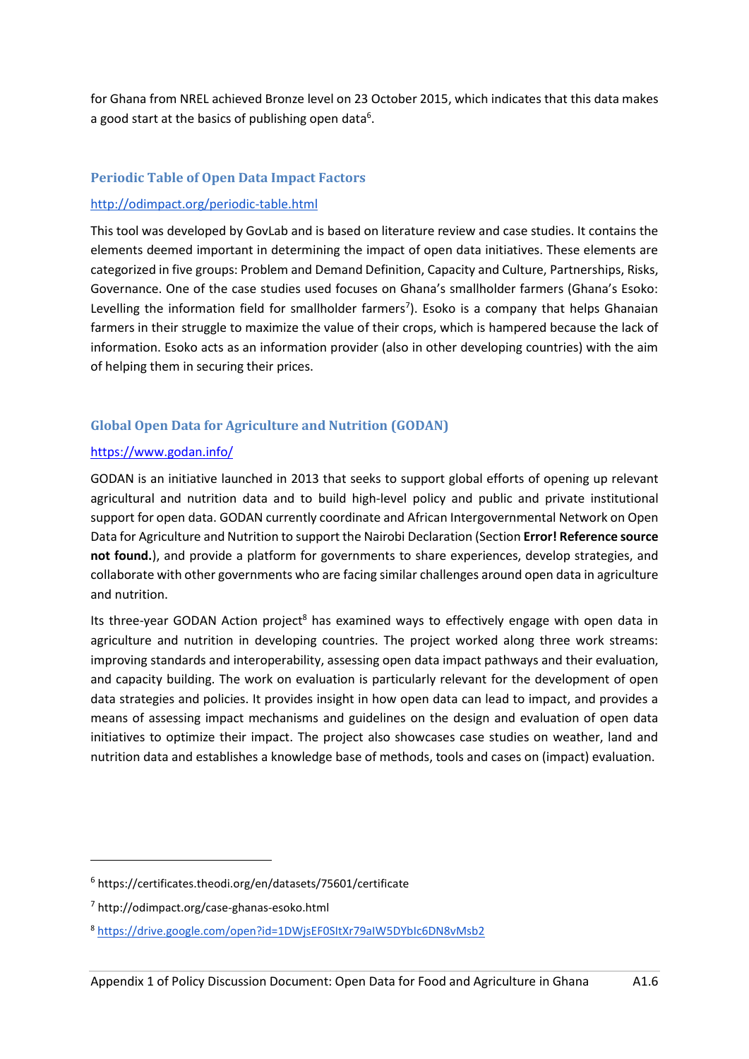for Ghana from NREL achieved Bronze level on 23 October 2015, which indicates that this data makes a good start at the basics of publishing open data[6].

### Periodic Table of Open Data Impact Factors

http://odimpact.org/periodic-table.html

This tool was developed by GovLab and is based on literature review and case studies. It contains the elements deemed important in determining the impact of open data initiatives. These elements are categorized in five groups: Problem and Demand Definition, Capacity and Culture, Partnerships, Risks, Governance. One of the case studies used focuses on Ghana's smallholder farmers (Ghana's Esoko: Levelling the information field for smallholder farmers[7]). Esoko is a company that helps Ghanaian farmers in their struggle to maximize the value of their crops, which is hampered because the lack of information. Esoko acts as an information provider (also in other developing countries) with the aim of helping them in securing their prices.

### Global Open Data for Agriculture and Nutrition (GODAN)

https://www.godan.info/

GODAN is an initiative launched in 2013 that seeks to support global efforts of opening up relevant agricultural and nutrition data and to build high-level policy and public and private institutional support for open data. GODAN currently coordinate and African Intergovernmental Network on Open Data for Agriculture and Nutrition to support the Nairobi Declaration (Section **Error! Reference source not found.**), and provide a platform for governments to share experiences, develop strategies, and collaborate with other governments who are facing similar challenges around open data in agriculture and nutrition.

Its three-year GODAN Action project[8] has examined ways to effectively engage with open data in agriculture and nutrition in developing countries. The project worked along three work streams: improving standards and interoperability, assessing open data impact pathways and their evaluation, and capacity building. The work on evaluation is particularly relevant for the development of open data strategies and policies. It provides insight in how open data can lead to impact, and provides a means of assessing impact mechanisms and guidelines on the design and evaluation of open data initiatives to optimize their impact. The project also showcases case studies on weather, land and nutrition data and establishes a knowledge base of methods, tools and cases on (impact) evaluation.

---

[6] https://certificates.theodi.org/en/datasets/75601/certificate

[7] http://odimpact.org/case-ghanas-esoko.html

[8] https://drive.google.com/open?id=1DWjsEF0SItXr79aIW5DYbIc6DN8vMsb2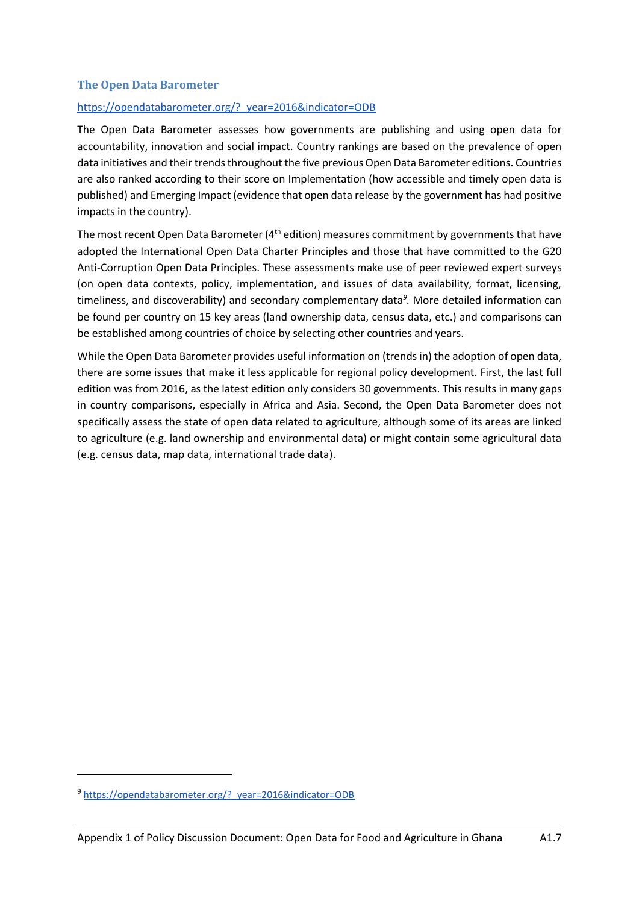### The Open Data Barometer

https://opendatabarometer.org/?_year=2016&indicator=ODB

The Open Data Barometer assesses how governments are publishing and using open data for accountability, innovation and social impact. Country rankings are based on the prevalence of open data initiatives and their trends throughout the five previous Open Data Barometer editions. Countries are also ranked according to their score on Implementation (how accessible and timely open data is published) and Emerging Impact (evidence that open data release by the government has had positive impacts in the country).

The most recent Open Data Barometer (4th edition) measures commitment by governments that have adopted the International Open Data Charter Principles and those that have committed to the G20 Anti-Corruption Open Data Principles. These assessments make use of peer reviewed expert surveys (on open data contexts, policy, implementation, and issues of data availability, format, licensing, timeliness, and discoverability) and secondary complementary data[9]. More detailed information can be found per country on 15 key areas (land ownership data, census data, etc.) and comparisons can be established among countries of choice by selecting other countries and years.

While the Open Data Barometer provides useful information on (trends in) the adoption of open data, there are some issues that make it less applicable for regional policy development. First, the last full edition was from 2016, as the latest edition only considers 30 governments. This results in many gaps in country comparisons, especially in Africa and Asia. Second, the Open Data Barometer does not specifically assess the state of open data related to agriculture, although some of its areas are linked to agriculture (e.g. land ownership and environmental data) or might contain some agricultural data (e.g. census data, map data, international trade data).

[9] https://opendatabarometer.org/?_year=2016&indicator=ODB